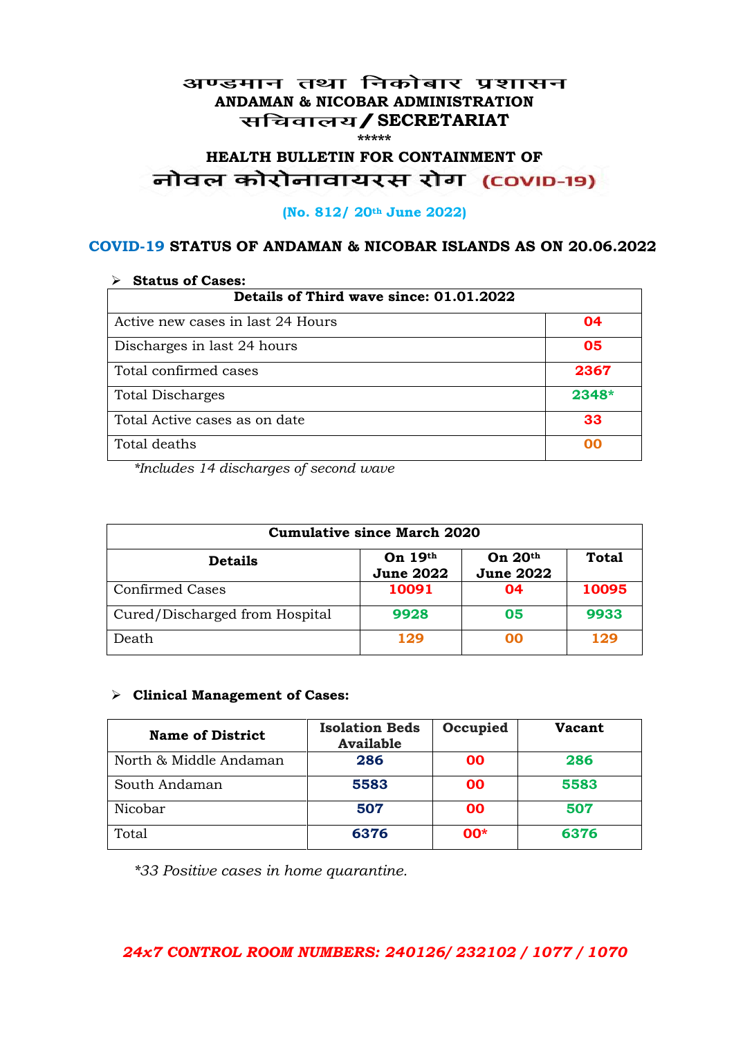# अण्डमान तथा निकोबार प्रशासन
## ANDAMAN & NICOBAR ADMINISTRATION
## सचिवालय / SECRETARIAT

*****

## HEALTH BULLETIN FOR CONTAINMENT OF
## नोवल कोरोनावायरस रोग (COVID-19)

**(No. 812/ 20th June 2022)**

### COVID-19 STATUS OF ANDAMAN & NICOBAR ISLANDS AS ON 20.06.2022

- **Status of Cases:**

| Details of Third wave since: 01.01.2022 | |
|---|---|
| Active new cases in last 24 Hours | 04 |
| Discharges in last 24 hours | 05 |
| Total confirmed cases | 2367 |
| Total Discharges | 2348* |
| Total Active cases as on date | 33 |
| Total deaths | 00 |

*\*Includes 14 discharges of second wave*

| Cumulative since March 2020 | | | |
|---|---|---|---|
| **Details** | **On 19th June 2022** | **On 20th June 2022** | **Total** |
| Confirmed Cases | 10091 | 04 | 10095 |
| Cured/Discharged from Hospital | 9928 | 05 | 9933 |
| Death | 129 | 00 | 129 |

- **Clinical Management of Cases:**

| Name of District | Isolation Beds Available | Occupied | Vacant |
|---|---|---|---|
| North & Middle Andaman | 286 | 00 | 286 |
| South Andaman | 5583 | 00 | 5583 |
| Nicobar | 507 | 00 | 507 |
| Total | 6376 | 00* | 6376 |

*\*33 Positive cases in home quarantine.*

***24x7 CONTROL ROOM NUMBERS: 240126/ 232102 / 1077 / 1070***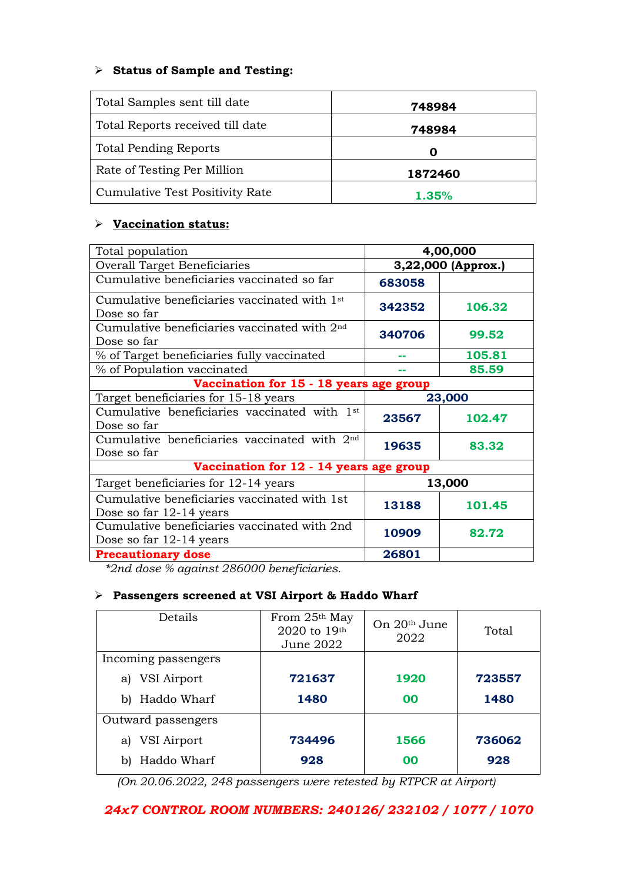- **Status of Sample and Testing:**

| | |
|---|---|
| Total Samples sent till date | **748984** |
| Total Reports received till date | **748984** |
| Total Pending Reports | **0** |
| Rate of Testing Per Million | **1872460** |
| Cumulative Test Positivity Rate | **1.35%** |

- **Vaccination status:**

| | | |
|---|---|---|
| Total population | **4,00,000** | |
| Overall Target Beneficiaries | **3,22,000 (Approx.)** | |
| Cumulative beneficiaries vaccinated so far | **683058** | |
| Cumulative beneficiaries vaccinated with 1st Dose so far | **342352** | **106.32** |
| Cumulative beneficiaries vaccinated with 2nd Dose so far | **340706** | **99.52** |
| % of Target beneficiaries fully vaccinated | -- | **105.81** |
| % of Population vaccinated | -- | **85.59** |
| **Vaccination for 15 - 18 years age group** | | |
| Target beneficiaries for 15-18 years | **23,000** | |
| Cumulative beneficiaries vaccinated with 1st Dose so far | **23567** | **102.47** |
| Cumulative beneficiaries vaccinated with 2nd Dose so far | **19635** | **83.32** |
| **Vaccination for 12 - 14 years age group** | | |
| Target beneficiaries for 12-14 years | **13,000** | |
| Cumulative beneficiaries vaccinated with 1st Dose so far 12-14 years | **13188** | **101.45** |
| Cumulative beneficiaries vaccinated with 2nd Dose so far 12-14 years | **10909** | **82.72** |
| **Precautionary dose** | **26801** | |

*\*2nd dose % against 286000 beneficiaries.*

- **Passengers screened at VSI Airport & Haddo Wharf**

| Details | From 25th May 2020 to 19th June 2022 | On 20th June 2022 | Total |
|---|---|---|---|
| Incoming passengers | | | |
| a) VSI Airport | **721637** | **1920** | **723557** |
| b) Haddo Wharf | **1480** | **00** | **1480** |
| Outward passengers | | | |
| a) VSI Airport | **734496** | **1566** | **736062** |
| b) Haddo Wharf | **928** | **00** | **928** |

*(On 20.06.2022, 248 passengers were retested by RTPCR at Airport)*

***24x7 CONTROL ROOM NUMBERS: 240126/ 232102 / 1077 / 1070***